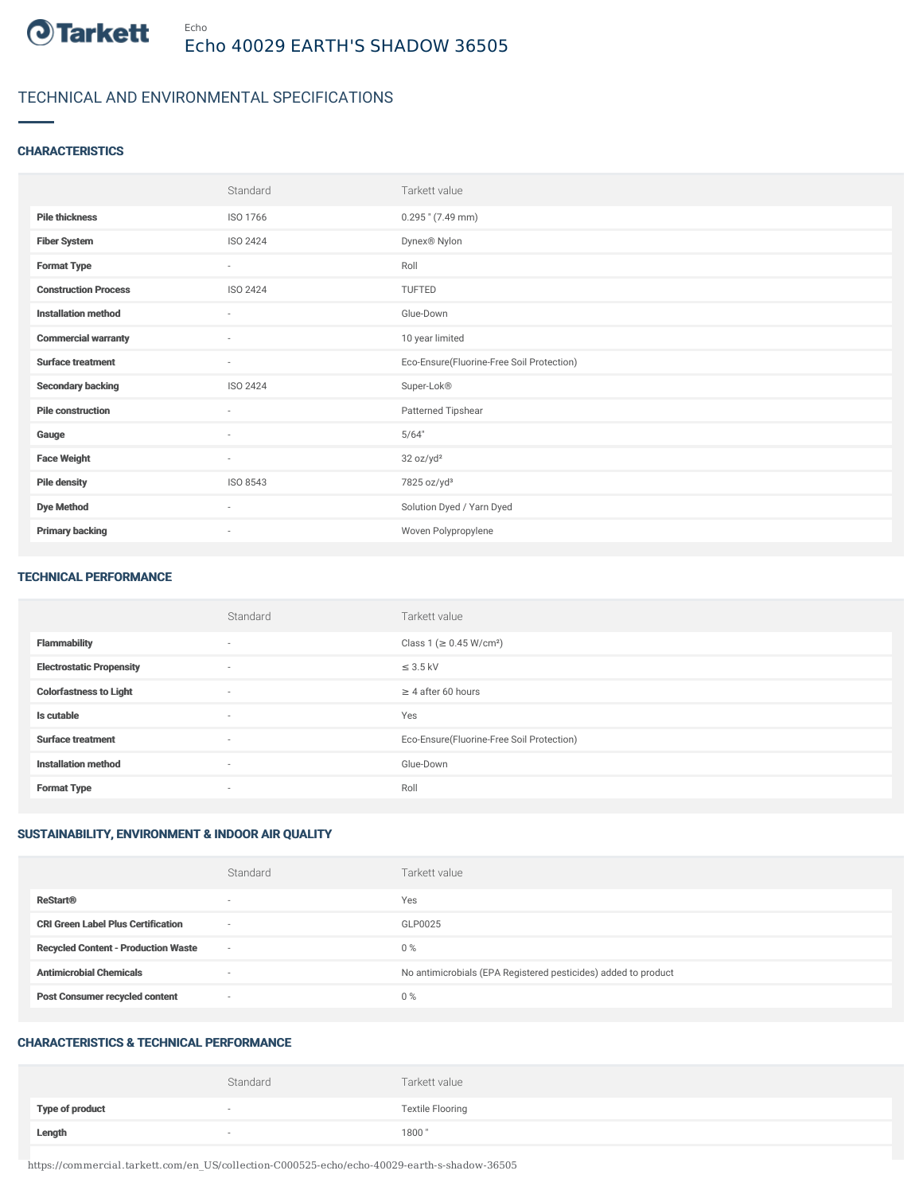Tarkett

Echo

# Echo 40029 EARTH'S SHADOW 36505

## TECHNICAL AND ENVIRONMENTAL SPECIFICATIONS

### CHARACTERISTICS

| | Standard | Tarkett value |
|---|---|---|
| **Pile thickness** | ISO 1766 | 0.295 " (7.49 mm) |
| **Fiber System** | ISO 2424 | Dynex® Nylon |
| **Format Type** | - | Roll |
| **Construction Process** | ISO 2424 | TUFTED |
| **Installation method** | - | Glue-Down |
| **Commercial warranty** | - | 10 year limited |
| **Surface treatment** | - | Eco-Ensure(Fluorine-Free Soil Protection) |
| **Secondary backing** | ISO 2424 | Super-Lok® |
| **Pile construction** | - | Patterned Tipshear |
| **Gauge** | - | 5/64" |
| **Face Weight** | - | 32 oz/yd² |
| **Pile density** | ISO 8543 | 7825 oz/yd³ |
| **Dye Method** | - | Solution Dyed / Yarn Dyed |
| **Primary backing** | - | Woven Polypropylene |

### TECHNICAL PERFORMANCE

| | Standard | Tarkett value |
|---|---|---|
| **Flammability** | - | Class 1 (≥ 0.45 W/cm²) |
| **Electrostatic Propensity** | - | ≤ 3.5 kV |
| **Colorfastness to Light** | - | ≥ 4 after 60 hours |
| **Is cutable** | - | Yes |
| **Surface treatment** | - | Eco-Ensure(Fluorine-Free Soil Protection) |
| **Installation method** | - | Glue-Down |
| **Format Type** | - | Roll |

### SUSTAINABILITY, ENVIRONMENT & INDOOR AIR QUALITY

| | Standard | Tarkett value |
|---|---|---|
| **ReStart®** | - | Yes |
| **CRI Green Label Plus Certification** | - | GLP0025 |
| **Recycled Content - Production Waste** | - | 0 % |
| **Antimicrobial Chemicals** | - | No antimicrobials (EPA Registered pesticides) added to product |
| **Post Consumer recycled content** | - | 0 % |

### CHARACTERISTICS & TECHNICAL PERFORMANCE

| | Standard | Tarkett value |
|---|---|---|
| **Type of product** | - | Textile Flooring |
| **Length** | - | 1800 " |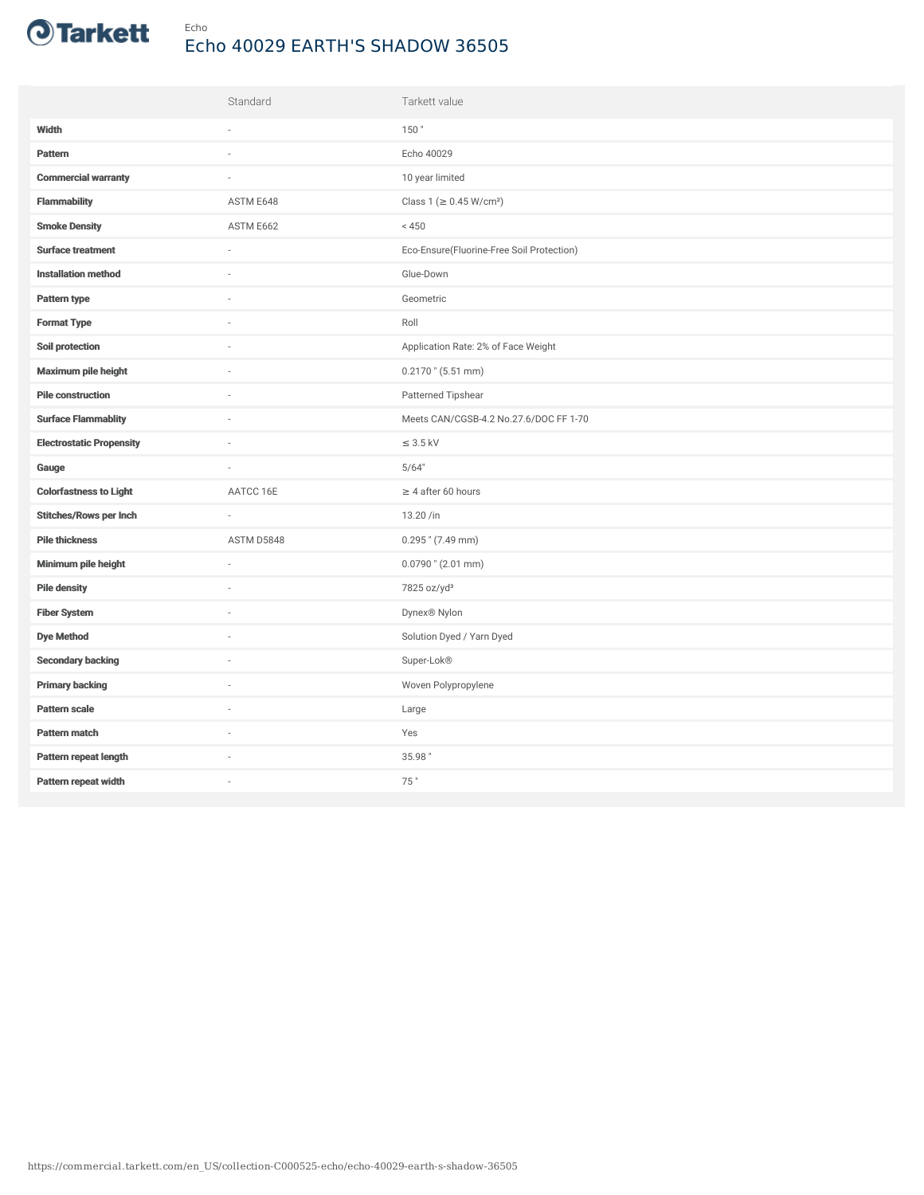Echo

# Echo 40029 EARTH'S SHADOW 36505

| | Standard | Tarkett value |
|---|---|---|
| **Width** | - | 150 " |
| **Pattern** | - | Echo 40029 |
| **Commercial warranty** | - | 10 year limited |
| **Flammability** | ASTM E648 | Class 1 (≥ 0.45 W/cm²) |
| **Smoke Density** | ASTM E662 | < 450 |
| **Surface treatment** | - | Eco-Ensure(Fluorine-Free Soil Protection) |
| **Installation method** | - | Glue-Down |
| **Pattern type** | - | Geometric |
| **Format Type** | - | Roll |
| **Soil protection** | - | Application Rate: 2% of Face Weight |
| **Maximum pile height** | - | 0.2170 " (5.51 mm) |
| **Pile construction** | - | Patterned Tipshear |
| **Surface Flammablity** | - | Meets CAN/CGSB-4.2 No.27.6/DOC FF 1-70 |
| **Electrostatic Propensity** | - | ≤ 3.5 kV |
| **Gauge** | - | 5/64" |
| **Colorfastness to Light** | AATCC 16E | ≥ 4 after 60 hours |
| **Stitches/Rows per Inch** | - | 13.20 /in |
| **Pile thickness** | ASTM D5848 | 0.295 " (7.49 mm) |
| **Minimum pile height** | - | 0.0790 " (2.01 mm) |
| **Pile density** | - | 7825 oz/yd³ |
| **Fiber System** | - | Dynex® Nylon |
| **Dye Method** | - | Solution Dyed / Yarn Dyed |
| **Secondary backing** | - | Super-Lok® |
| **Primary backing** | - | Woven Polypropylene |
| **Pattern scale** | - | Large |
| **Pattern match** | - | Yes |
| **Pattern repeat length** | - | 35.98 " |
| **Pattern repeat width** | - | 75 " |